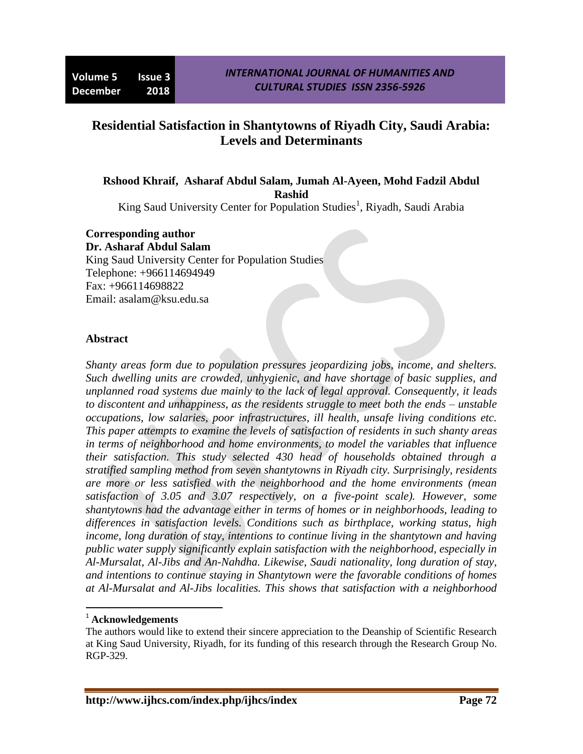# Residential Satisfaction in Shantytowns of Riyadh City, Saudi Arabia: Levels and Determinants

**Rshood Khraif, Asharaf Abdul Salam, Jumah Al-Ayeen, Mohd Fadzil Abdul Rashid**

King Saud University Center for Population Studies[1], Riyadh, Saudi Arabia

**Corresponding author**
**Dr. Asharaf Abdul Salam**
King Saud University Center for Population Studies
Telephone: +966114694949
Fax: +966114698822
Email: asalam@ksu.edu.sa

## Abstract

*Shanty areas form due to population pressures jeopardizing jobs, income, and shelters. Such dwelling units are crowded, unhygienic, and have shortage of basic supplies, and unplanned road systems due mainly to the lack of legal approval. Consequently, it leads to discontent and unhappiness, as the residents struggle to meet both the ends – unstable occupations, low salaries, poor infrastructures, ill health, unsafe living conditions etc. This paper attempts to examine the levels of satisfaction of residents in such shanty areas in terms of neighborhood and home environments, to model the variables that influence their satisfaction. This study selected 430 head of households obtained through a stratified sampling method from seven shantytowns in Riyadh city. Surprisingly, residents are more or less satisfied with the neighborhood and the home environments (mean satisfaction of 3.05 and 3.07 respectively, on a five-point scale). However, some shantytowns had the advantage either in terms of homes or in neighborhoods, leading to differences in satisfaction levels. Conditions such as birthplace, working status, high income, long duration of stay, intentions to continue living in the shantytown and having public water supply significantly explain satisfaction with the neighborhood, especially in Al-Mursalat, Al-Jibs and An-Nahdha. Likewise, Saudi nationality, long duration of stay, and intentions to continue staying in Shantytown were the favorable conditions of homes at Al-Mursalat and Al-Jibs localities. This shows that satisfaction with a neighborhood*

---

[1] **Acknowledgements**

The authors would like to extend their sincere appreciation to the Deanship of Scientific Research at King Saud University, Riyadh, for its funding of this research through the Research Group No. RGP-329.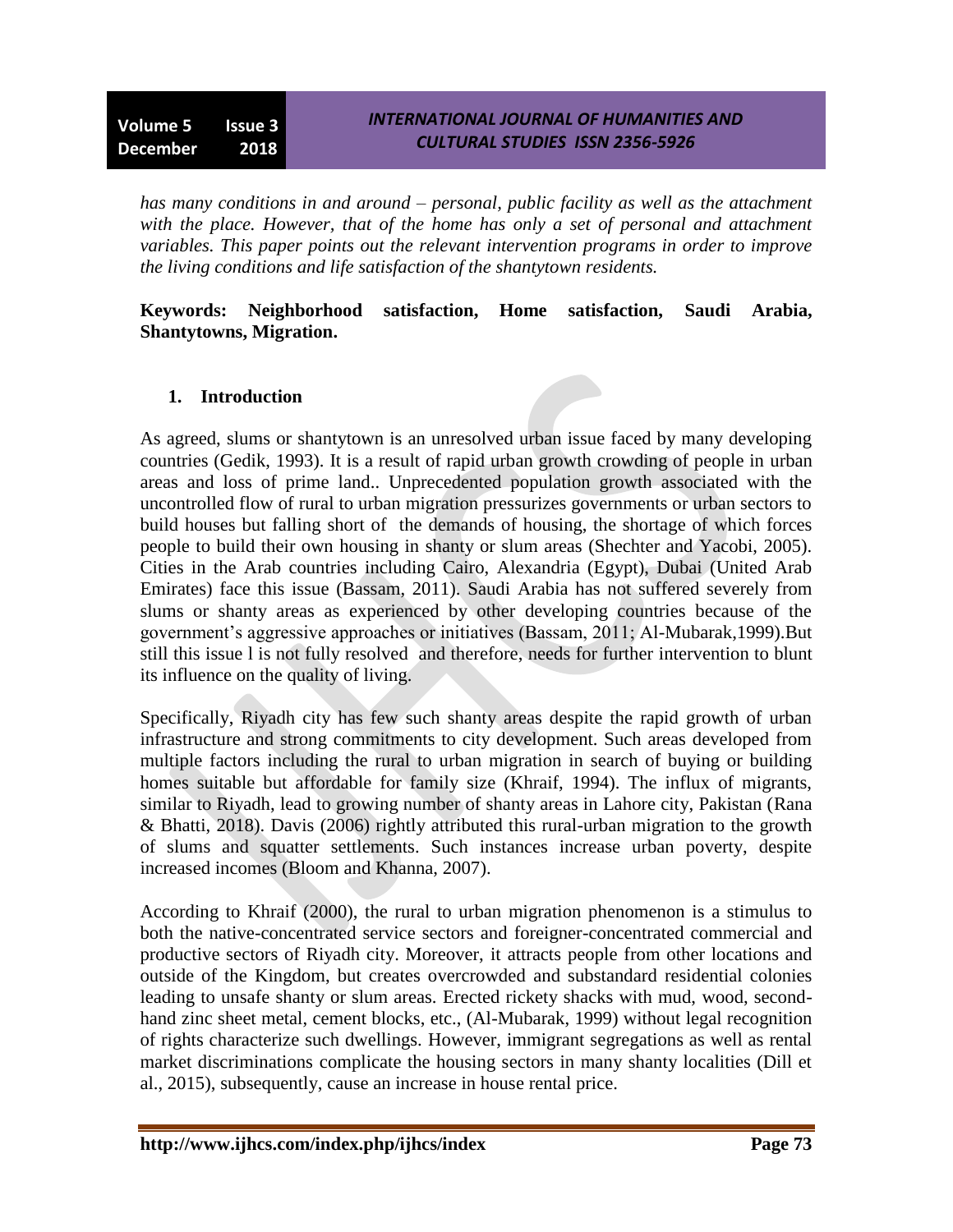*has many conditions in and around – personal, public facility as well as the attachment with the place. However, that of the home has only a set of personal and attachment variables. This paper points out the relevant intervention programs in order to improve the living conditions and life satisfaction of the shantytown residents.*

**Keywords: Neighborhood satisfaction, Home satisfaction, Saudi Arabia, Shantytowns, Migration.**

## 1. Introduction

As agreed, slums or shantytown is an unresolved urban issue faced by many developing countries (Gedik, 1993). It is a result of rapid urban growth crowding of people in urban areas and loss of prime land.. Unprecedented population growth associated with the uncontrolled flow of rural to urban migration pressurizes governments or urban sectors to build houses but falling short of the demands of housing, the shortage of which forces people to build their own housing in shanty or slum areas (Shechter and Yacobi, 2005). Cities in the Arab countries including Cairo, Alexandria (Egypt), Dubai (United Arab Emirates) face this issue (Bassam, 2011). Saudi Arabia has not suffered severely from slums or shanty areas as experienced by other developing countries because of the government's aggressive approaches or initiatives (Bassam, 2011; Al-Mubarak,1999).But still this issue l is not fully resolved and therefore, needs for further intervention to blunt its influence on the quality of living.

Specifically, Riyadh city has few such shanty areas despite the rapid growth of urban infrastructure and strong commitments to city development. Such areas developed from multiple factors including the rural to urban migration in search of buying or building homes suitable but affordable for family size (Khraif, 1994). The influx of migrants, similar to Riyadh, lead to growing number of shanty areas in Lahore city, Pakistan (Rana & Bhatti, 2018). Davis (2006) rightly attributed this rural-urban migration to the growth of slums and squatter settlements. Such instances increase urban poverty, despite increased incomes (Bloom and Khanna, 2007).

According to Khraif (2000), the rural to urban migration phenomenon is a stimulus to both the native-concentrated service sectors and foreigner-concentrated commercial and productive sectors of Riyadh city. Moreover, it attracts people from other locations and outside of the Kingdom, but creates overcrowded and substandard residential colonies leading to unsafe shanty or slum areas. Erected rickety shacks with mud, wood, second-hand zinc sheet metal, cement blocks, etc., (Al-Mubarak, 1999) without legal recognition of rights characterize such dwellings. However, immigrant segregations as well as rental market discriminations complicate the housing sectors in many shanty localities (Dill et al., 2015), subsequently, cause an increase in house rental price.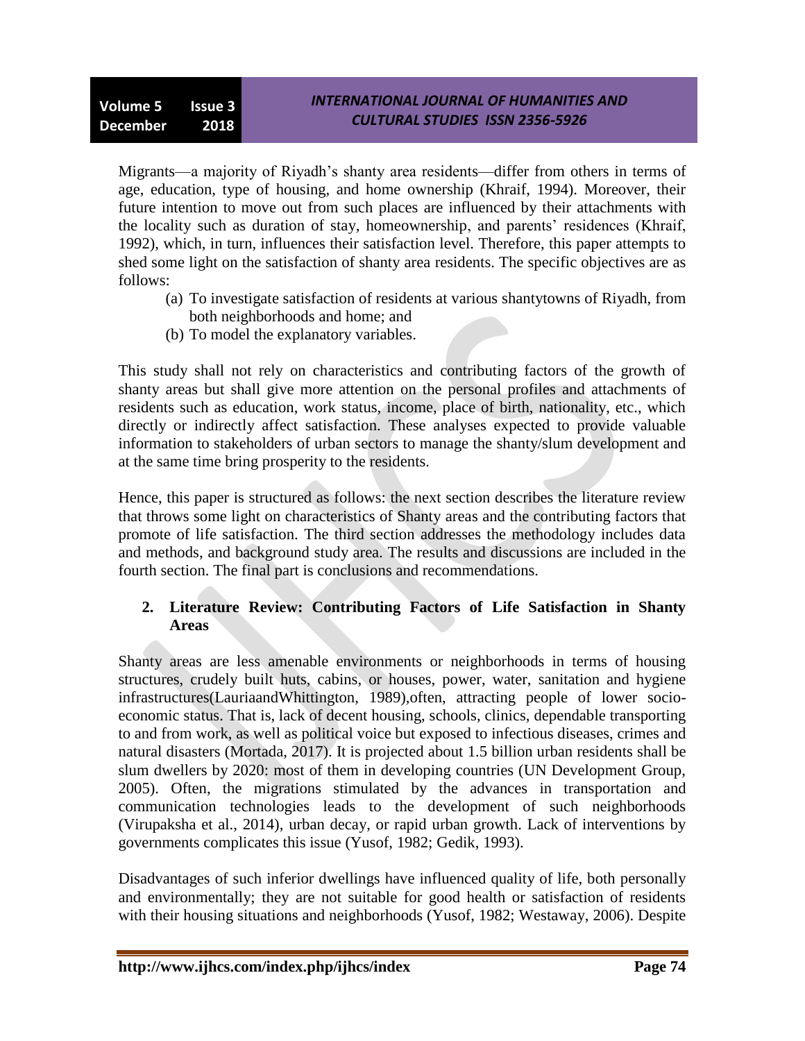Migrants—a majority of Riyadh's shanty area residents—differ from others in terms of age, education, type of housing, and home ownership (Khraif, 1994). Moreover, their future intention to move out from such places are influenced by their attachments with the locality such as duration of stay, homeownership, and parents' residences (Khraif, 1992), which, in turn, influences their satisfaction level. Therefore, this paper attempts to shed some light on the satisfaction of shanty area residents. The specific objectives are as follows:

(a) To investigate satisfaction of residents at various shantytowns of Riyadh, from both neighborhoods and home; and
(b) To model the explanatory variables.

This study shall not rely on characteristics and contributing factors of the growth of shanty areas but shall give more attention on the personal profiles and attachments of residents such as education, work status, income, place of birth, nationality, etc., which directly or indirectly affect satisfaction. These analyses expected to provide valuable information to stakeholders of urban sectors to manage the shanty/slum development and at the same time bring prosperity to the residents.

Hence, this paper is structured as follows: the next section describes the literature review that throws some light on characteristics of Shanty areas and the contributing factors that promote of life satisfaction. The third section addresses the methodology includes data and methods, and background study area. The results and discussions are included in the fourth section. The final part is conclusions and recommendations.

## 2. Literature Review: Contributing Factors of Life Satisfaction in Shanty Areas

Shanty areas are less amenable environments or neighborhoods in terms of housing structures, crudely built huts, cabins, or houses, power, water, sanitation and hygiene infrastructures(LauriaandWhittington, 1989),often, attracting people of lower socio-economic status. That is, lack of decent housing, schools, clinics, dependable transporting to and from work, as well as political voice but exposed to infectious diseases, crimes and natural disasters (Mortada, 2017). It is projected about 1.5 billion urban residents shall be slum dwellers by 2020: most of them in developing countries (UN Development Group, 2005). Often, the migrations stimulated by the advances in transportation and communication technologies leads to the development of such neighborhoods (Virupaksha et al., 2014), urban decay, or rapid urban growth. Lack of interventions by governments complicates this issue (Yusof, 1982; Gedik, 1993).

Disadvantages of such inferior dwellings have influenced quality of life, both personally and environmentally; they are not suitable for good health or satisfaction of residents with their housing situations and neighborhoods (Yusof, 1982; Westaway, 2006). Despite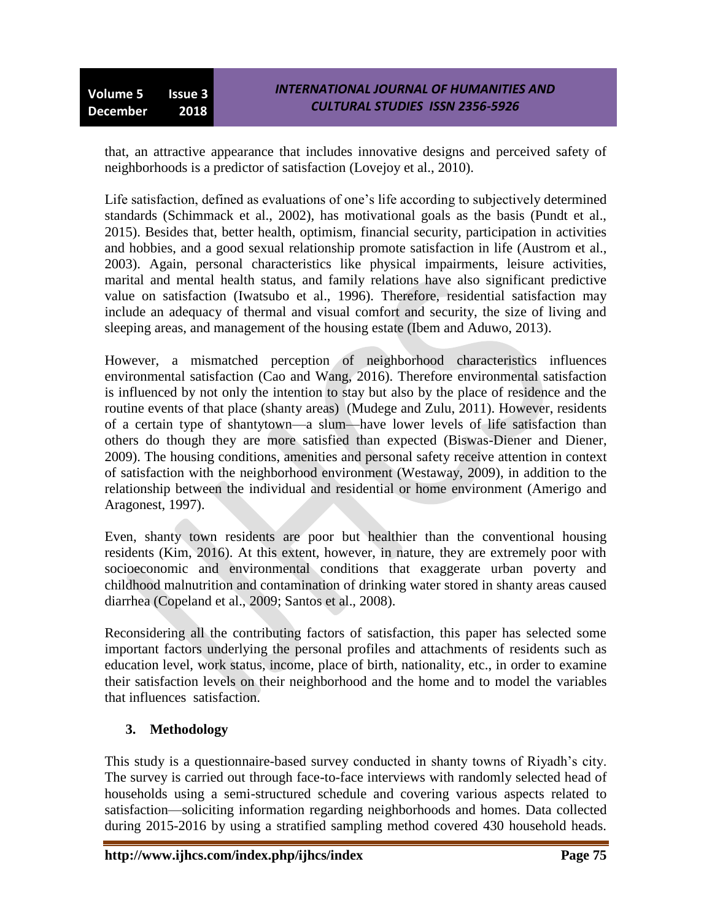that, an attractive appearance that includes innovative designs and perceived safety of neighborhoods is a predictor of satisfaction (Lovejoy et al., 2010).

Life satisfaction, defined as evaluations of one's life according to subjectively determined standards (Schimmack et al., 2002), has motivational goals as the basis (Pundt et al., 2015). Besides that, better health, optimism, financial security, participation in activities and hobbies, and a good sexual relationship promote satisfaction in life (Austrom et al., 2003). Again, personal characteristics like physical impairments, leisure activities, marital and mental health status, and family relations have also significant predictive value on satisfaction (Iwatsubo et al., 1996). Therefore, residential satisfaction may include an adequacy of thermal and visual comfort and security, the size of living and sleeping areas, and management of the housing estate (Ibem and Aduwo, 2013).

However, a mismatched perception of neighborhood characteristics influences environmental satisfaction (Cao and Wang, 2016). Therefore environmental satisfaction is influenced by not only the intention to stay but also by the place of residence and the routine events of that place (shanty areas) (Mudege and Zulu, 2011). However, residents of a certain type of shantytown—a slum—have lower levels of life satisfaction than others do though they are more satisfied than expected (Biswas-Diener and Diener, 2009). The housing conditions, amenities and personal safety receive attention in context of satisfaction with the neighborhood environment (Westaway, 2009), in addition to the relationship between the individual and residential or home environment (Amerigo and Aragonest, 1997).

Even, shanty town residents are poor but healthier than the conventional housing residents (Kim, 2016). At this extent, however, in nature, they are extremely poor with socioeconomic and environmental conditions that exaggerate urban poverty and childhood malnutrition and contamination of drinking water stored in shanty areas caused diarrhea (Copeland et al., 2009; Santos et al., 2008).

Reconsidering all the contributing factors of satisfaction, this paper has selected some important factors underlying the personal profiles and attachments of residents such as education level, work status, income, place of birth, nationality, etc., in order to examine their satisfaction levels on their neighborhood and the home and to model the variables that influences satisfaction.

## 3. Methodology

This study is a questionnaire-based survey conducted in shanty towns of Riyadh's city. The survey is carried out through face-to-face interviews with randomly selected head of households using a semi-structured schedule and covering various aspects related to satisfaction—soliciting information regarding neighborhoods and homes. Data collected during 2015-2016 by using a stratified sampling method covered 430 household heads.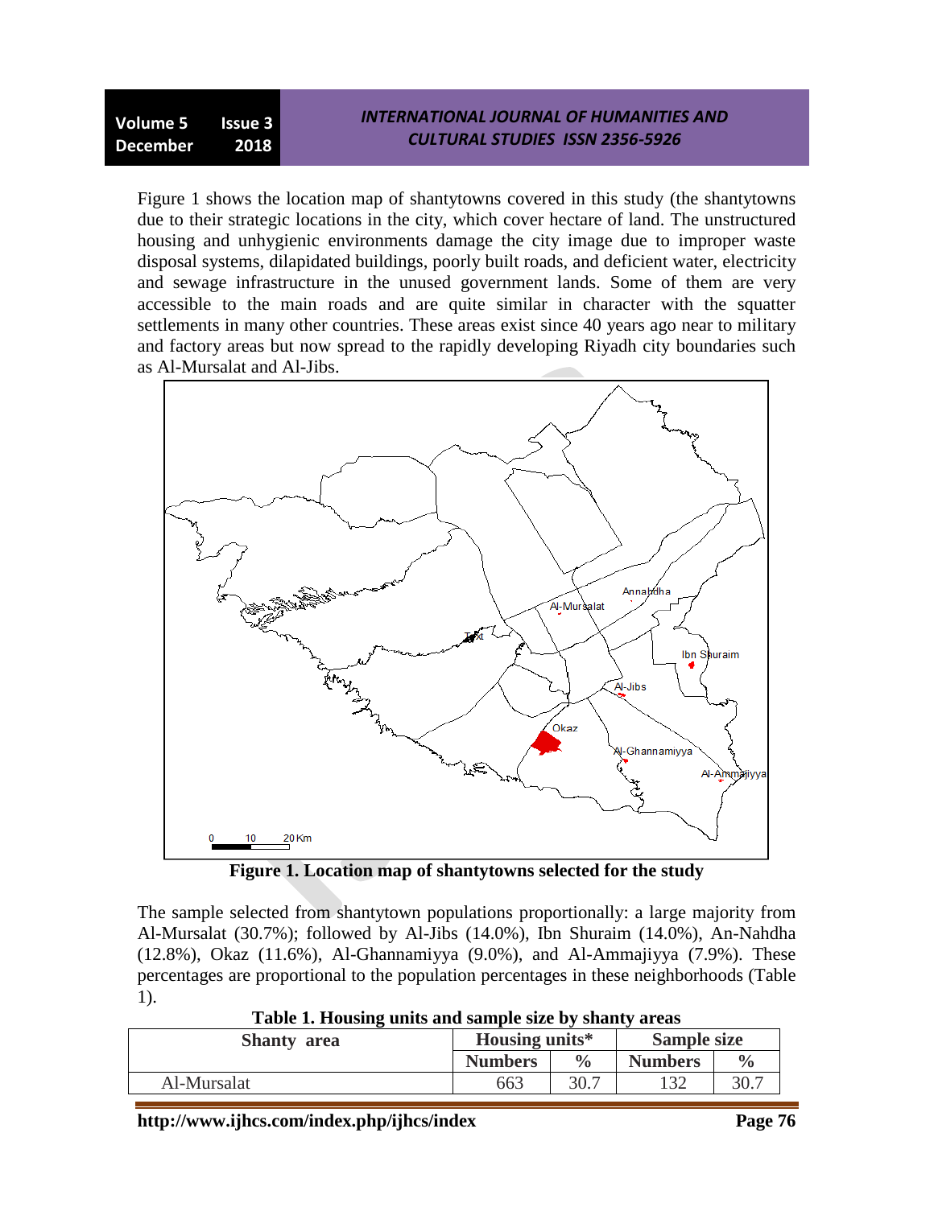Figure 1 shows the location map of shantytowns covered in this study (the shantytowns due to their strategic locations in the city, which cover hectare of land. The unstructured housing and unhygienic environments damage the city image due to improper waste disposal systems, dilapidated buildings, poorly built roads, and deficient water, electricity and sewage infrastructure in the unused government lands. Some of them are very accessible to the main roads and are quite similar in character with the squatter settlements in many other countries. These areas exist since 40 years ago near to military and factory areas but now spread to the rapidly developing Riyadh city boundaries such as Al-Mursalat and Al-Jibs.

**Figure 1. Location map of shantytowns selected for the study**

The sample selected from shantytown populations proportionally: a large majority from Al-Mursalat (30.7%); followed by Al-Jibs (14.0%), Ibn Shuraim (14.0%), An-Nahdha (12.8%), Okaz (11.6%), Al-Ghannamiyya (9.0%), and Al-Ammajiyya (7.9%). These percentages are proportional to the population percentages in these neighborhoods (Table 1).

**Table 1. Housing units and sample size by shanty areas**

| Shanty area | Housing units* | | Sample size | |
|---|---|---|---|---|
| | Numbers | % | Numbers | % |
| Al-Mursalat | 663 | 30.7 | 132 | 30.7 |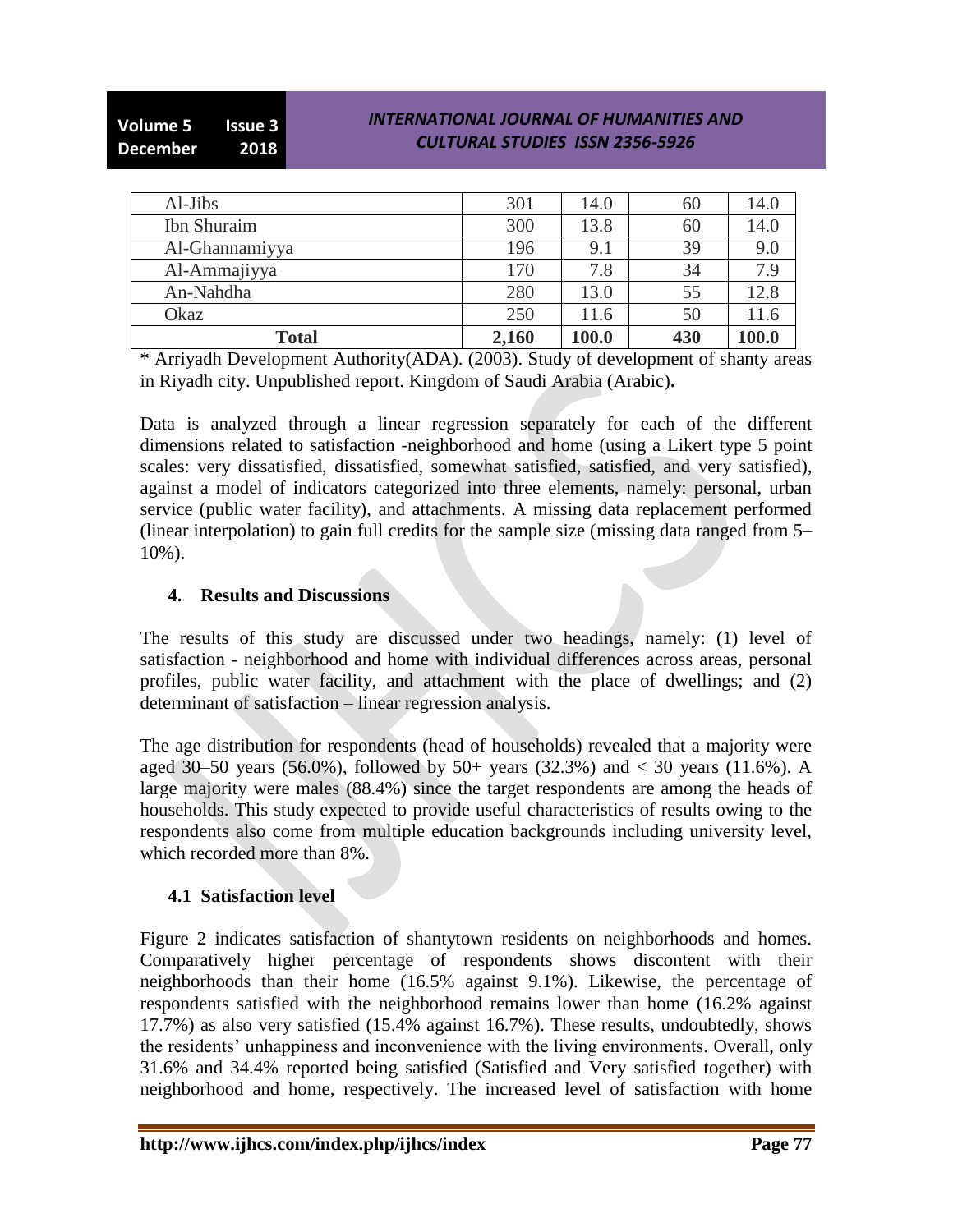| Al-Jibs | 301 | 14.0 | 60 | 14.0 |
|---|---|---|---|---|
| Ibn Shuraim | 300 | 13.8 | 60 | 14.0 |
| Al-Ghannamiyya | 196 | 9.1 | 39 | 9.0 |
| Al-Ammajiyya | 170 | 7.8 | 34 | 7.9 |
| An-Nahdha | 280 | 13.0 | 55 | 12.8 |
| Okaz | 250 | 11.6 | 50 | 11.6 |
| **Total** | **2,160** | **100.0** | **430** | **100.0** |

* Arriyadh Development Authority(ADA). (2003). Study of development of shanty areas in Riyadh city. Unpublished report. Kingdom of Saudi Arabia (Arabic)**.**

Data is analyzed through a linear regression separately for each of the different dimensions related to satisfaction -neighborhood and home (using a Likert type 5 point scales: very dissatisfied, dissatisfied, somewhat satisfied, satisfied, and very satisfied), against a model of indicators categorized into three elements, namely: personal, urban service (public water facility), and attachments. A missing data replacement performed (linear interpolation) to gain full credits for the sample size (missing data ranged from 5–10%).

## 4. Results and Discussions

The results of this study are discussed under two headings, namely: (1) level of satisfaction - neighborhood and home with individual differences across areas, personal profiles, public water facility, and attachment with the place of dwellings; and (2) determinant of satisfaction – linear regression analysis.

The age distribution for respondents (head of households) revealed that a majority were aged 30–50 years (56.0%), followed by 50+ years (32.3%) and < 30 years (11.6%). A large majority were males (88.4%) since the target respondents are among the heads of households. This study expected to provide useful characteristics of results owing to the respondents also come from multiple education backgrounds including university level, which recorded more than 8%.

### 4.1 Satisfaction level

Figure 2 indicates satisfaction of shantytown residents on neighborhoods and homes. Comparatively higher percentage of respondents shows discontent with their neighborhoods than their home (16.5% against 9.1%). Likewise, the percentage of respondents satisfied with the neighborhood remains lower than home (16.2% against 17.7%) as also very satisfied (15.4% against 16.7%). These results, undoubtedly, shows the residents' unhappiness and inconvenience with the living environments. Overall, only 31.6% and 34.4% reported being satisfied (Satisfied and Very satisfied together) with neighborhood and home, respectively. The increased level of satisfaction with home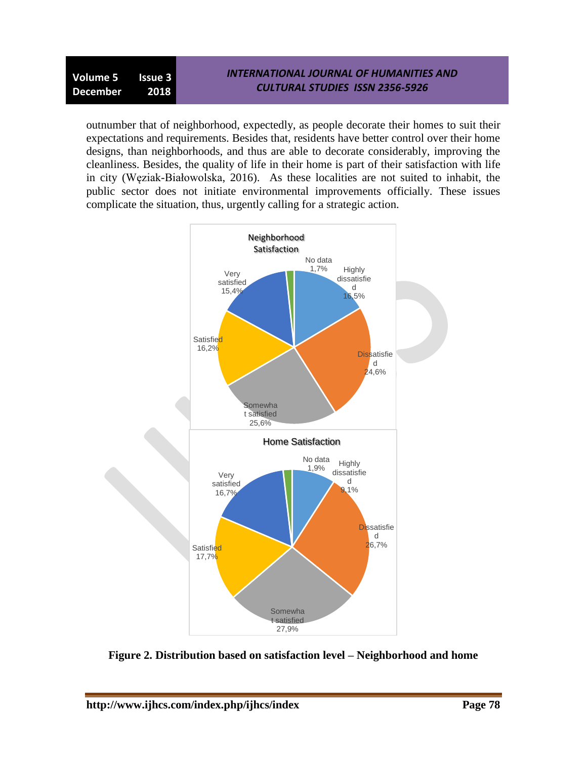outnumber that of neighborhood, expectedly, as people decorate their homes to suit their expectations and requirements. Besides that, residents have better control over their home designs, than neighborhoods, and thus are able to decorate considerably, improving the cleanliness. Besides, the quality of life in their home is part of their satisfaction with life in city (Węziak-Białowolska, 2016). As these localities are not suited to inhabit, the public sector does not initiate environmental improvements officially. These issues complicate the situation, thus, urgently calling for a strategic action.

**Figure 2. Distribution based on satisfaction level – Neighborhood and home**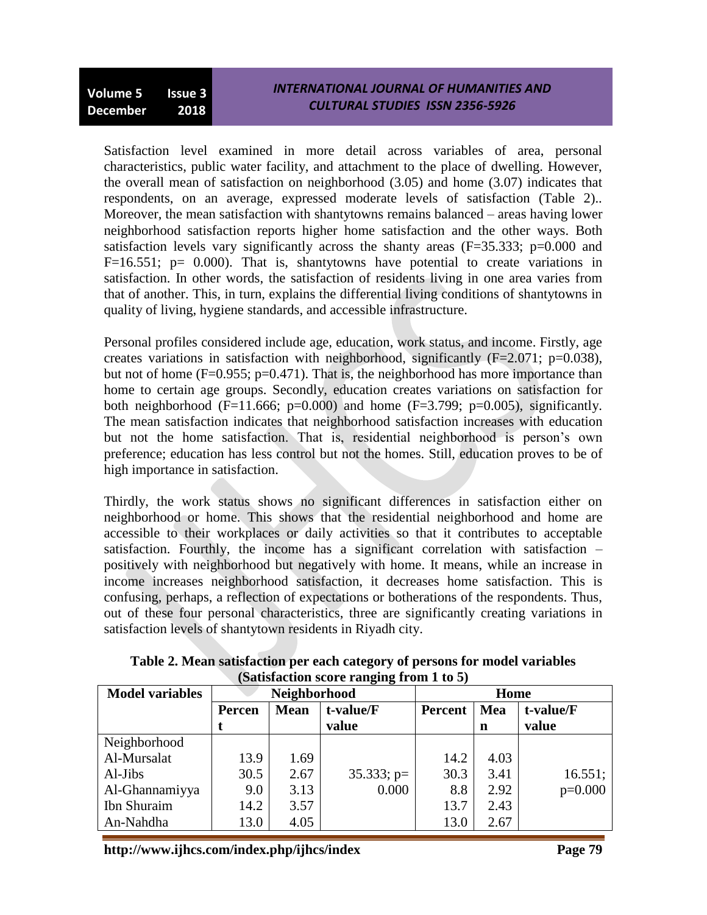Satisfaction level examined in more detail across variables of area, personal characteristics, public water facility, and attachment to the place of dwelling. However, the overall mean of satisfaction on neighborhood (3.05) and home (3.07) indicates that respondents, on an average, expressed moderate levels of satisfaction (Table 2).. Moreover, the mean satisfaction with shantytowns remains balanced – areas having lower neighborhood satisfaction reports higher home satisfaction and the other ways. Both satisfaction levels vary significantly across the shanty areas ($F=35.333$; $p=0.000$ and $F=16.551$; $p= 0.000$). That is, shantytowns have potential to create variations in satisfaction. In other words, the satisfaction of residents living in one area varies from that of another. This, in turn, explains the differential living conditions of shantytowns in quality of living, hygiene standards, and accessible infrastructure.

Personal profiles considered include age, education, work status, and income. Firstly, age creates variations in satisfaction with neighborhood, significantly ($F=2.071$; $p=0.038$), but not of home ($F=0.955$; $p=0.471$). That is, the neighborhood has more importance than home to certain age groups. Secondly, education creates variations on satisfaction for both neighborhood ($F=11.666$; $p=0.000$) and home ($F=3.799$; $p=0.005$), significantly. The mean satisfaction indicates that neighborhood satisfaction increases with education but not the home satisfaction. That is, residential neighborhood is person's own preference; education has less control but not the homes. Still, education proves to be of high importance in satisfaction.

Thirdly, the work status shows no significant differences in satisfaction either on neighborhood or home. This shows that the residential neighborhood and home are accessible to their workplaces or daily activities so that it contributes to acceptable satisfaction. Fourthly, the income has a significant correlation with satisfaction – positively with neighborhood but negatively with home. It means, while an increase in income increases neighborhood satisfaction, it decreases home satisfaction. This is confusing, perhaps, a reflection of expectations or botherations of the respondents. Thus, out of these four personal characteristics, three are significantly creating variations in satisfaction levels of shantytown residents in Riyadh city.

**Table 2. Mean satisfaction per each category of persons for model variables (Satisfaction score ranging from 1 to 5)**

| Model variables | Neighborhood | | | Home | | |
|---|---|---|---|---|---|---|
| | Percent | Mean | t-value/F value | Percent | Mean | t-value/F value |
| Neighborhood | | | | | | |
| Al-Mursalat | 13.9 | 1.69 | | 14.2 | 4.03 | |
| Al-Jibs | 30.5 | 2.67 | 35.333; p= | 30.3 | 3.41 | 16.551; |
| Al-Ghannamiyya | 9.0 | 3.13 | 0.000 | 8.8 | 2.92 | p=0.000 |
| Ibn Shuraim | 14.2 | 3.57 | | 13.7 | 2.43 | |
| An-Nahdha | 13.0 | 4.05 | | 13.0 | 2.67 | |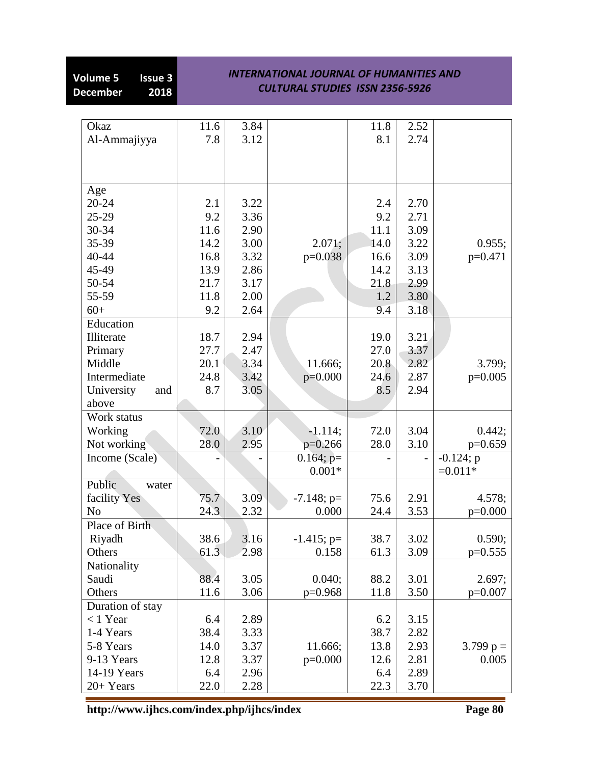| | | | | | | |
|---|---|---|---|---|---|---|
| Okaz | 11.6 | 3.84 | | 11.8 | 2.52 | |
| Al-Ammajiyya | 7.8 | 3.12 | | 8.1 | 2.74 | |
| Age | | | | | | |
| 20-24 | 2.1 | 3.22 | | 2.4 | 2.70 | |
| 25-29 | 9.2 | 3.36 | | 9.2 | 2.71 | |
| 30-34 | 11.6 | 2.90 | | 11.1 | 3.09 | |
| 35-39 | 14.2 | 3.00 | 2.071; | 14.0 | 3.22 | 0.955; |
| 40-44 | 16.8 | 3.32 | p=0.038 | 16.6 | 3.09 | p=0.471 |
| 45-49 | 13.9 | 2.86 | | 14.2 | 3.13 | |
| 50-54 | 21.7 | 3.17 | | 21.8 | 2.99 | |
| 55-59 | 11.8 | 2.00 | | 1.2 | 3.80 | |
| 60+ | 9.2 | 2.64 | | 9.4 | 3.18 | |
| Education | | | | | | |
| Illiterate | 18.7 | 2.94 | | 19.0 | 3.21 | |
| Primary | 27.7 | 2.47 | | 27.0 | 3.37 | |
| Middle | 20.1 | 3.34 | 11.666; | 20.8 | 2.82 | 3.799; |
| Intermediate | 24.8 | 3.42 | p=0.000 | 24.6 | 2.87 | p=0.005 |
| University and above | 8.7 | 3.05 | | 8.5 | 2.94 | |
| Work status | | | | | | |
| Working | 72.0 | 3.10 | -1.114; | 72.0 | 3.04 | 0.442; |
| Not working | 28.0 | 2.95 | p=0.266 | 28.0 | 3.10 | p=0.659 |
| Income (Scale) | - | - | 0.164; p= 0.001* | - | - | -0.124; p =0.011* |
| Public water facility Yes | 75.7 | 3.09 | -7.148; p= | 75.6 | 2.91 | 4.578; |
| No | 24.3 | 2.32 | 0.000 | 24.4 | 3.53 | p=0.000 |
| Place of Birth | | | | | | |
| Riyadh | 38.6 | 3.16 | -1.415; p= | 38.7 | 3.02 | 0.590; |
| Others | 61.3 | 2.98 | 0.158 | 61.3 | 3.09 | p=0.555 |
| Nationality | | | | | | |
| Saudi | 88.4 | 3.05 | 0.040; | 88.2 | 3.01 | 2.697; |
| Others | 11.6 | 3.06 | p=0.968 | 11.8 | 3.50 | p=0.007 |
| Duration of stay | | | | | | |
| < 1 Year | 6.4 | 2.89 | | 6.2 | 3.15 | |
| 1-4 Years | 38.4 | 3.33 | | 38.7 | 2.82 | |
| 5-8 Years | 14.0 | 3.37 | 11.666; | 13.8 | 2.93 | 3.799 p = |
| 9-13 Years | 12.8 | 3.37 | p=0.000 | 12.6 | 2.81 | 0.005 |
| 14-19 Years | 6.4 | 2.96 | | 6.4 | 2.89 | |
| 20+ Years | 22.0 | 2.28 | | 22.3 | 3.70 | |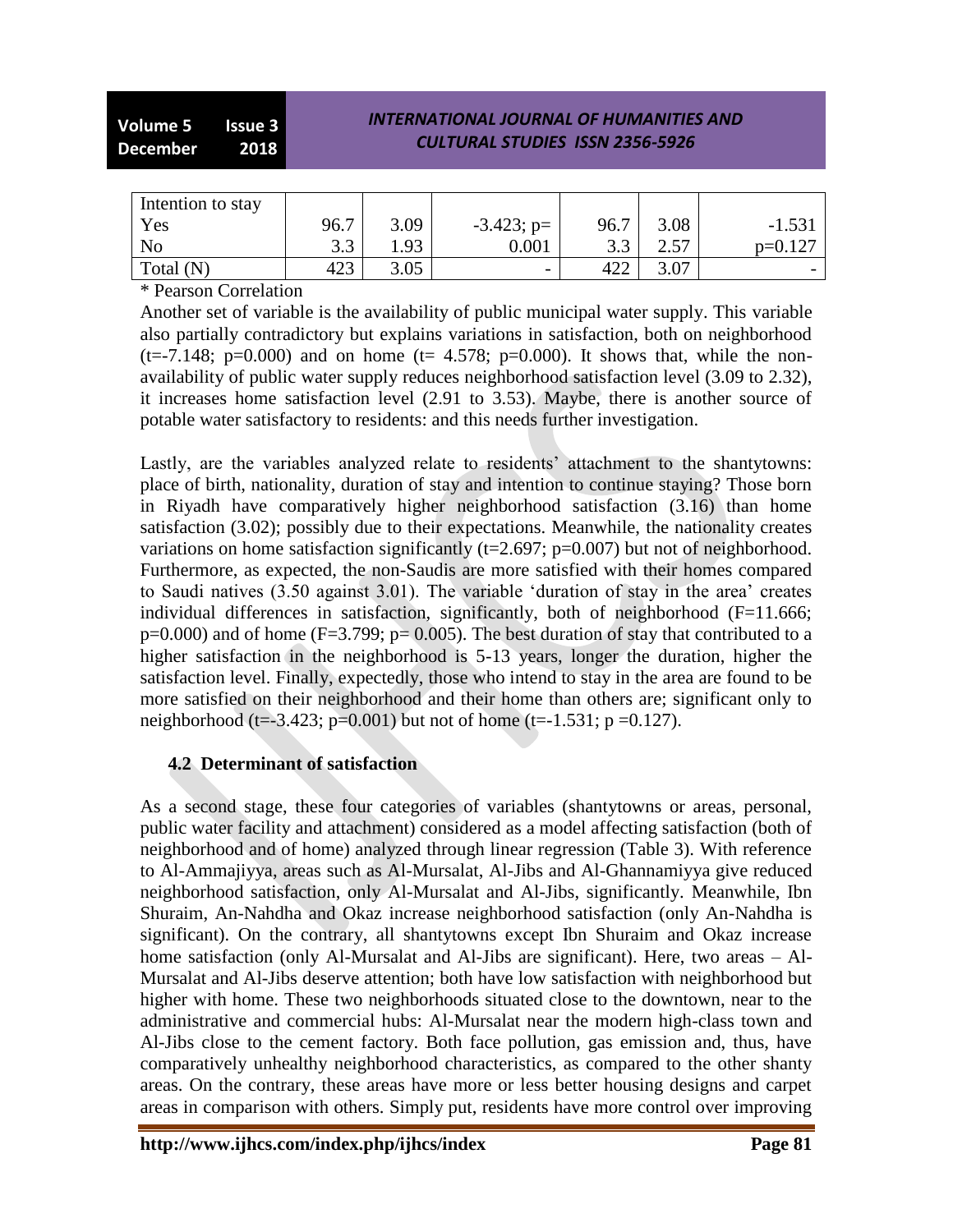| Intention to stay | | | | | | |
|---|---|---|---|---|---|---|
| Yes | 96.7 | 3.09 | -3.423; p= | 96.7 | 3.08 | -1.531 |
| No | 3.3 | 1.93 | 0.001 | 3.3 | 2.57 | p=0.127 |
| Total (N) | 423 | 3.05 | - | 422 | 3.07 | - |

* Pearson Correlation

Another set of variable is the availability of public municipal water supply. This variable also partially contradictory but explains variations in satisfaction, both on neighborhood ($t=-7.148$; $p=0.000$) and on home ($t= 4.578$; $p=0.000$). It shows that, while the non-availability of public water supply reduces neighborhood satisfaction level (3.09 to 2.32), it increases home satisfaction level (2.91 to 3.53). Maybe, there is another source of potable water satisfactory to residents: and this needs further investigation.

Lastly, are the variables analyzed relate to residents' attachment to the shantytowns: place of birth, nationality, duration of stay and intention to continue staying? Those born in Riyadh have comparatively higher neighborhood satisfaction (3.16) than home satisfaction (3.02); possibly due to their expectations. Meanwhile, the nationality creates variations on home satisfaction significantly ($t=2.697$; $p=0.007$) but not of neighborhood. Furthermore, as expected, the non-Saudis are more satisfied with their homes compared to Saudi natives (3.50 against 3.01). The variable 'duration of stay in the area' creates individual differences in satisfaction, significantly, both of neighborhood ($F=11.666$; $p=0.000$) and of home ($F=3.799$; $p= 0.005$). The best duration of stay that contributed to a higher satisfaction in the neighborhood is 5-13 years, longer the duration, higher the satisfaction level. Finally, expectedly, those who intend to stay in the area are found to be more satisfied on their neighborhood and their home than others are; significant only to neighborhood ($t=-3.423$; $p=0.001$) but not of home ($t=-1.531$; $p =0.127$).

## 4.2 Determinant of satisfaction

As a second stage, these four categories of variables (shantytowns or areas, personal, public water facility and attachment) considered as a model affecting satisfaction (both of neighborhood and of home) analyzed through linear regression (Table 3). With reference to Al-Ammajiyya, areas such as Al-Mursalat, Al-Jibs and Al-Ghannamiyya give reduced neighborhood satisfaction, only Al-Mursalat and Al-Jibs, significantly. Meanwhile, Ibn Shuraim, An-Nahdha and Okaz increase neighborhood satisfaction (only An-Nahdha is significant). On the contrary, all shantytowns except Ibn Shuraim and Okaz increase home satisfaction (only Al-Mursalat and Al-Jibs are significant). Here, two areas – Al-Mursalat and Al-Jibs deserve attention; both have low satisfaction with neighborhood but higher with home. These two neighborhoods situated close to the downtown, near to the administrative and commercial hubs: Al-Mursalat near the modern high-class town and Al-Jibs close to the cement factory. Both face pollution, gas emission and, thus, have comparatively unhealthy neighborhood characteristics, as compared to the other shanty areas. On the contrary, these areas have more or less better housing designs and carpet areas in comparison with others. Simply put, residents have more control over improving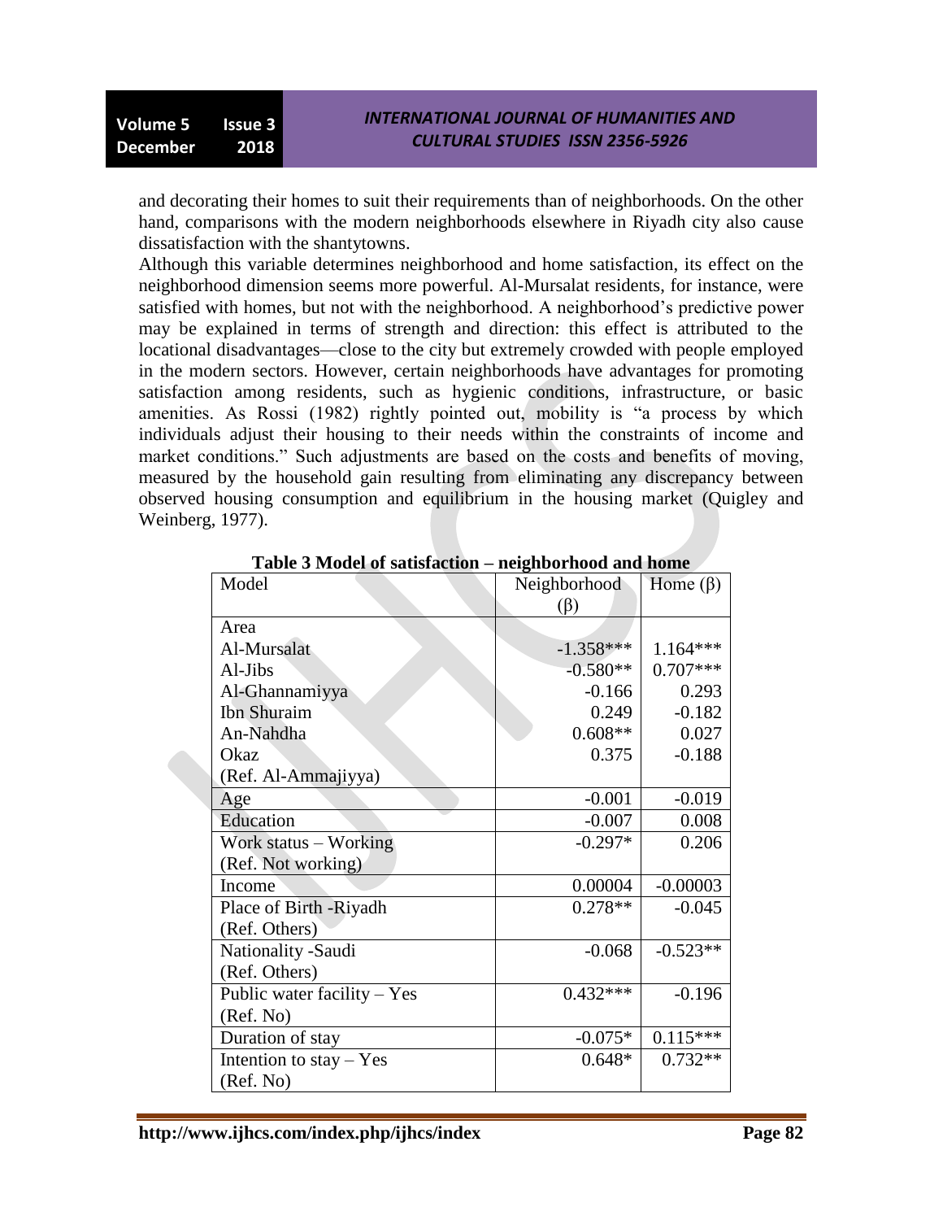and decorating their homes to suit their requirements than of neighborhoods. On the other hand, comparisons with the modern neighborhoods elsewhere in Riyadh city also cause dissatisfaction with the shantytowns.

Although this variable determines neighborhood and home satisfaction, its effect on the neighborhood dimension seems more powerful. Al-Mursalat residents, for instance, were satisfied with homes, but not with the neighborhood. A neighborhood's predictive power may be explained in terms of strength and direction: this effect is attributed to the locational disadvantages—close to the city but extremely crowded with people employed in the modern sectors. However, certain neighborhoods have advantages for promoting satisfaction among residents, such as hygienic conditions, infrastructure, or basic amenities. As Rossi (1982) rightly pointed out, mobility is "a process by which individuals adjust their housing to their needs within the constraints of income and market conditions." Such adjustments are based on the costs and benefits of moving, measured by the household gain resulting from eliminating any discrepancy between observed housing consumption and equilibrium in the housing market (Quigley and Weinberg, 1977).

**Table 3 Model of satisfaction – neighborhood and home**

| Model | Neighborhood (β) | Home (β) |
|---|---|---|
| Area | | |
| Al-Mursalat | -1.358*** | 1.164*** |
| Al-Jibs | -0.580** | 0.707*** |
| Al-Ghannamiyya | -0.166 | 0.293 |
| Ibn Shuraim | 0.249 | -0.182 |
| An-Nahdha | 0.608** | 0.027 |
| Okaz | 0.375 | -0.188 |
| (Ref. Al-Ammajiyya) | | |
| Age | -0.001 | -0.019 |
| Education | -0.007 | 0.008 |
| Work status – Working (Ref. Not working) | -0.297* | 0.206 |
| Income | 0.00004 | -0.00003 |
| Place of Birth -Riyadh (Ref. Others) | 0.278** | -0.045 |
| Nationality -Saudi (Ref. Others) | -0.068 | -0.523** |
| Public water facility – Yes (Ref. No) | 0.432*** | -0.196 |
| Duration of stay | -0.075* | 0.115*** |
| Intention to stay – Yes (Ref. No) | 0.648* | 0.732** |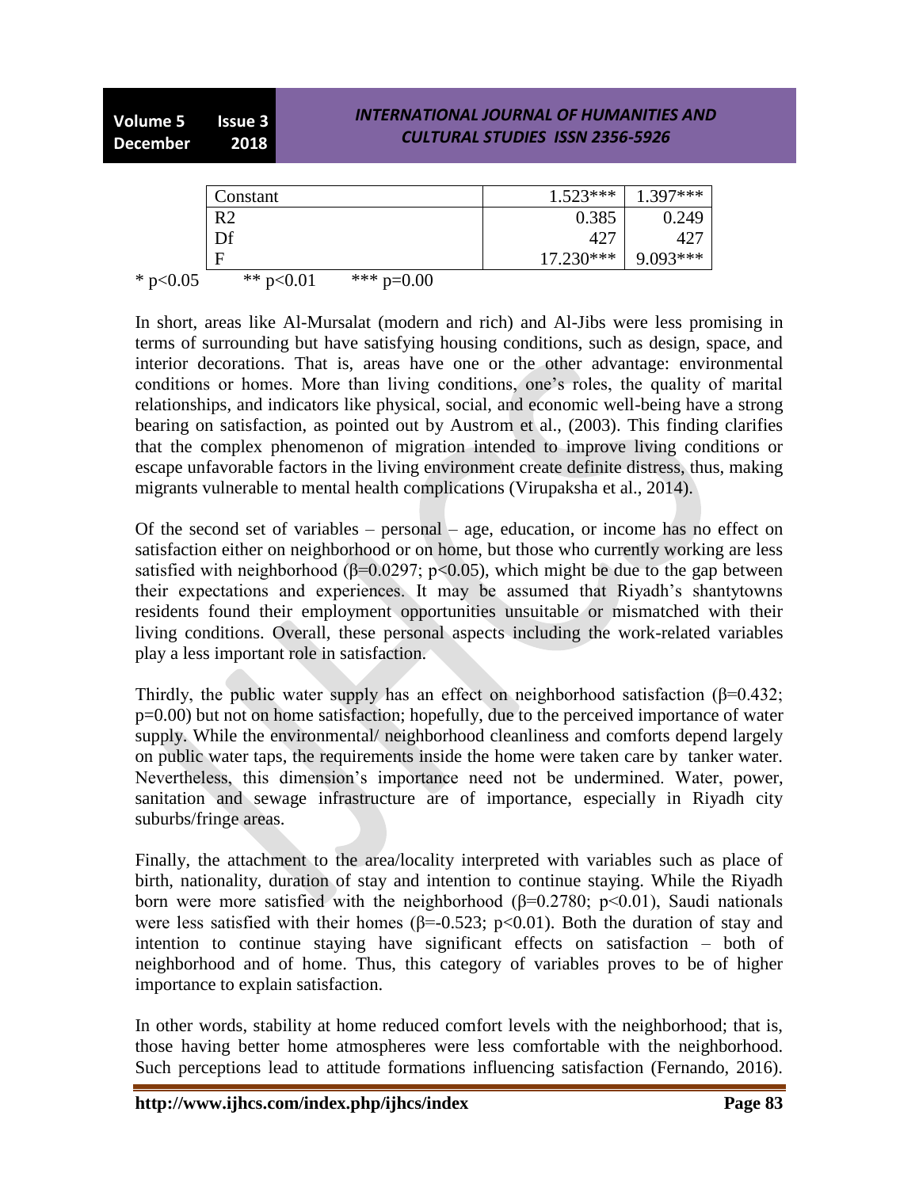| | | |
|---|---|---|
| Constant | 1.523*** | 1.397*** |
| R2 | 0.385 | 0.249 |
| Df | 427 | 427 |
| F | 17.230*** | 9.093*** |

* $p<0.05$ &nbsp;&nbsp;&nbsp; ** $p<0.01$ &nbsp;&nbsp;&nbsp; *** $p=0.00$

In short, areas like Al-Mursalat (modern and rich) and Al-Jibs were less promising in terms of surrounding but have satisfying housing conditions, such as design, space, and interior decorations. That is, areas have one or the other advantage: environmental conditions or homes. More than living conditions, one's roles, the quality of marital relationships, and indicators like physical, social, and economic well-being have a strong bearing on satisfaction, as pointed out by Austrom et al., (2003). This finding clarifies that the complex phenomenon of migration intended to improve living conditions or escape unfavorable factors in the living environment create definite distress, thus, making migrants vulnerable to mental health complications (Virupaksha et al., 2014).

Of the second set of variables – personal – age, education, or income has no effect on satisfaction either on neighborhood or on home, but those who currently working are less satisfied with neighborhood ($\beta=0.0297$; $p<0.05$), which might be due to the gap between their expectations and experiences. It may be assumed that Riyadh's shantytowns residents found their employment opportunities unsuitable or mismatched with their living conditions. Overall, these personal aspects including the work-related variables play a less important role in satisfaction.

Thirdly, the public water supply has an effect on neighborhood satisfaction ($\beta=0.432$; $p=0.00$) but not on home satisfaction; hopefully, due to the perceived importance of water supply. While the environmental/ neighborhood cleanliness and comforts depend largely on public water taps, the requirements inside the home were taken care by tanker water. Nevertheless, this dimension's importance need not be undermined. Water, power, sanitation and sewage infrastructure are of importance, especially in Riyadh city suburbs/fringe areas.

Finally, the attachment to the area/locality interpreted with variables such as place of birth, nationality, duration of stay and intention to continue staying. While the Riyadh born were more satisfied with the neighborhood ($\beta=0.2780$; $p<0.01$), Saudi nationals were less satisfied with their homes ($\beta=-0.523$; $p<0.01$). Both the duration of stay and intention to continue staying have significant effects on satisfaction – both of neighborhood and of home. Thus, this category of variables proves to be of higher importance to explain satisfaction.

In other words, stability at home reduced comfort levels with the neighborhood; that is, those having better home atmospheres were less comfortable with the neighborhood. Such perceptions lead to attitude formations influencing satisfaction (Fernando, 2016).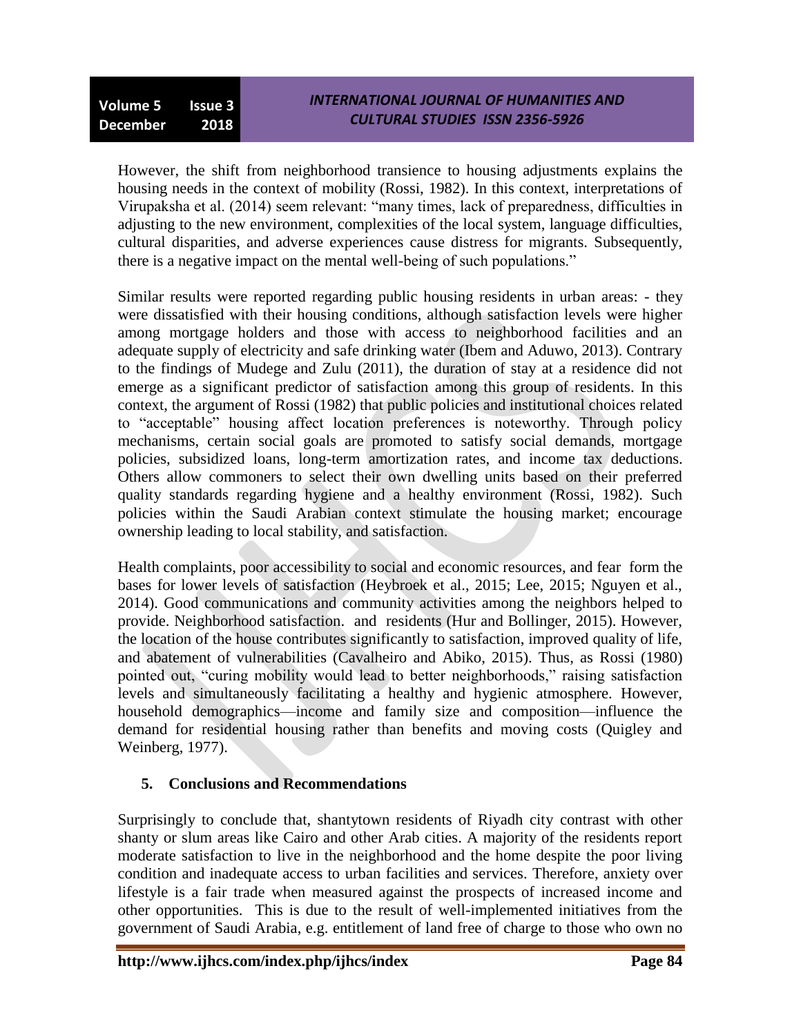However, the shift from neighborhood transience to housing adjustments explains the housing needs in the context of mobility (Rossi, 1982). In this context, interpretations of Virupaksha et al. (2014) seem relevant: "many times, lack of preparedness, difficulties in adjusting to the new environment, complexities of the local system, language difficulties, cultural disparities, and adverse experiences cause distress for migrants. Subsequently, there is a negative impact on the mental well-being of such populations."

Similar results were reported regarding public housing residents in urban areas: - they were dissatisfied with their housing conditions, although satisfaction levels were higher among mortgage holders and those with access to neighborhood facilities and an adequate supply of electricity and safe drinking water (Ibem and Aduwo, 2013). Contrary to the findings of Mudege and Zulu (2011), the duration of stay at a residence did not emerge as a significant predictor of satisfaction among this group of residents. In this context, the argument of Rossi (1982) that public policies and institutional choices related to "acceptable" housing affect location preferences is noteworthy. Through policy mechanisms, certain social goals are promoted to satisfy social demands, mortgage policies, subsidized loans, long-term amortization rates, and income tax deductions. Others allow commoners to select their own dwelling units based on their preferred quality standards regarding hygiene and a healthy environment (Rossi, 1982). Such policies within the Saudi Arabian context stimulate the housing market; encourage ownership leading to local stability, and satisfaction.

Health complaints, poor accessibility to social and economic resources, and fear form the bases for lower levels of satisfaction (Heybroek et al., 2015; Lee, 2015; Nguyen et al., 2014). Good communications and community activities among the neighbors helped to provide. Neighborhood satisfaction. and residents (Hur and Bollinger, 2015). However, the location of the house contributes significantly to satisfaction, improved quality of life, and abatement of vulnerabilities (Cavalheiro and Abiko, 2015). Thus, as Rossi (1980) pointed out, "curing mobility would lead to better neighborhoods," raising satisfaction levels and simultaneously facilitating a healthy and hygienic atmosphere. However, household demographics—income and family size and composition—influence the demand for residential housing rather than benefits and moving costs (Quigley and Weinberg, 1977).

## 5. Conclusions and Recommendations

Surprisingly to conclude that, shantytown residents of Riyadh city contrast with other shanty or slum areas like Cairo and other Arab cities. A majority of the residents report moderate satisfaction to live in the neighborhood and the home despite the poor living condition and inadequate access to urban facilities and services. Therefore, anxiety over lifestyle is a fair trade when measured against the prospects of increased income and other opportunities. This is due to the result of well-implemented initiatives from the government of Saudi Arabia, e.g. entitlement of land free of charge to those who own no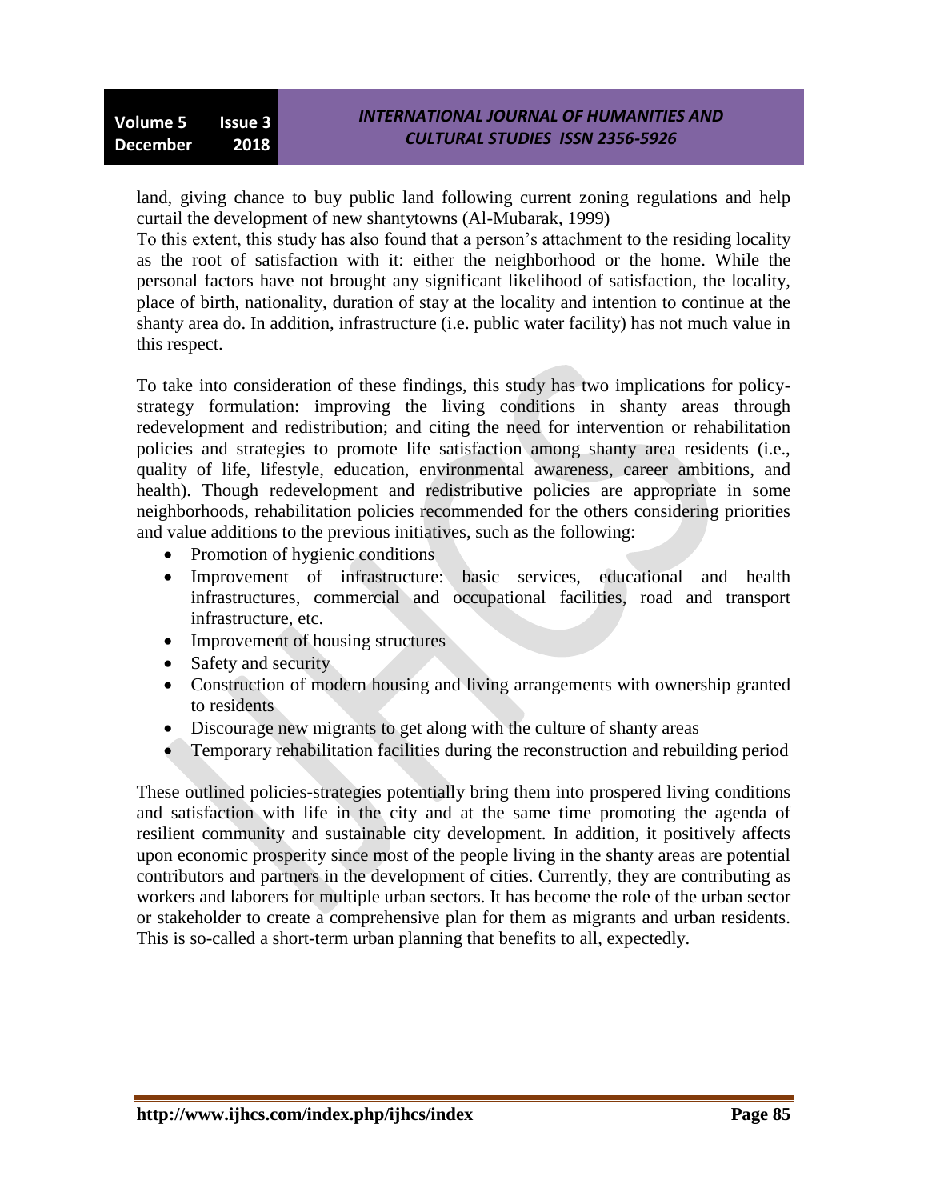land, giving chance to buy public land following current zoning regulations and help curtail the development of new shantytowns (Al-Mubarak, 1999)

To this extent, this study has also found that a person's attachment to the residing locality as the root of satisfaction with it: either the neighborhood or the home. While the personal factors have not brought any significant likelihood of satisfaction, the locality, place of birth, nationality, duration of stay at the locality and intention to continue at the shanty area do. In addition, infrastructure (i.e. public water facility) has not much value in this respect.

To take into consideration of these findings, this study has two implications for policy-strategy formulation: improving the living conditions in shanty areas through redevelopment and redistribution; and citing the need for intervention or rehabilitation policies and strategies to promote life satisfaction among shanty area residents (i.e., quality of life, lifestyle, education, environmental awareness, career ambitions, and health). Though redevelopment and redistributive policies are appropriate in some neighborhoods, rehabilitation policies recommended for the others considering priorities and value additions to the previous initiatives, such as the following:

- Promotion of hygienic conditions
- Improvement of infrastructure: basic services, educational and health infrastructures, commercial and occupational facilities, road and transport infrastructure, etc.
- Improvement of housing structures
- Safety and security
- Construction of modern housing and living arrangements with ownership granted to residents
- Discourage new migrants to get along with the culture of shanty areas
- Temporary rehabilitation facilities during the reconstruction and rebuilding period

These outlined policies-strategies potentially bring them into prospered living conditions and satisfaction with life in the city and at the same time promoting the agenda of resilient community and sustainable city development. In addition, it positively affects upon economic prosperity since most of the people living in the shanty areas are potential contributors and partners in the development of cities. Currently, they are contributing as workers and laborers for multiple urban sectors. It has become the role of the urban sector or stakeholder to create a comprehensive plan for them as migrants and urban residents. This is so-called a short-term urban planning that benefits to all, expectedly.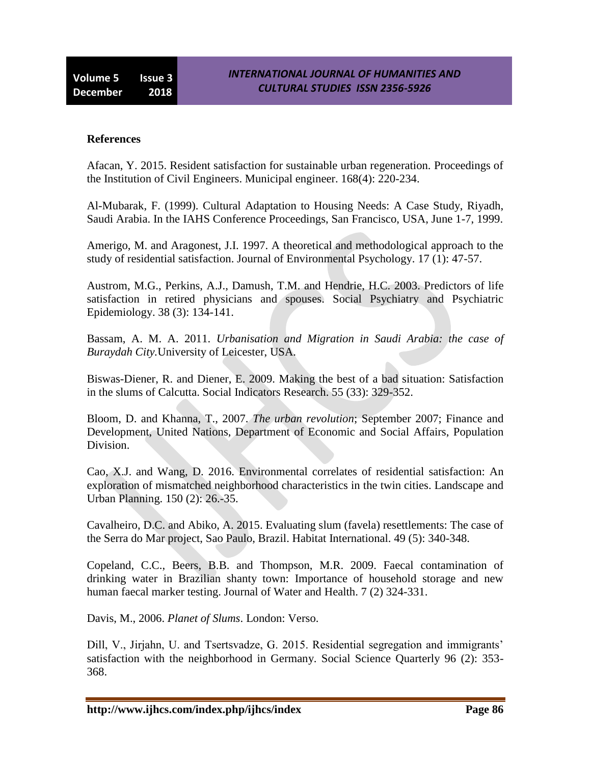**References**

Afacan, Y. 2015. Resident satisfaction for sustainable urban regeneration. Proceedings of the Institution of Civil Engineers. Municipal engineer. 168(4): 220-234.

Al-Mubarak, F. (1999). Cultural Adaptation to Housing Needs: A Case Study, Riyadh, Saudi Arabia. In the IAHS Conference Proceedings, San Francisco, USA, June 1-7, 1999.

Amerigo, M. and Aragonest, J.I. 1997. A theoretical and methodological approach to the study of residential satisfaction. Journal of Environmental Psychology. 17 (1): 47-57.

Austrom, M.G., Perkins, A.J., Damush, T.M. and Hendrie, H.C. 2003. Predictors of life satisfaction in retired physicians and spouses. Social Psychiatry and Psychiatric Epidemiology. 38 (3): 134-141.

Bassam, A. M. A. 2011. *Urbanisation and Migration in Saudi Arabia: the case of Buraydah City.*University of Leicester, USA.

Biswas-Diener, R. and Diener, E. 2009. Making the best of a bad situation: Satisfaction in the slums of Calcutta. Social Indicators Research. 55 (33): 329-352.

Bloom, D. and Khanna, T., 2007. *The urban revolution*; September 2007; Finance and Development, United Nations, Department of Economic and Social Affairs, Population Division.

Cao, X.J. and Wang, D. 2016. Environmental correlates of residential satisfaction: An exploration of mismatched neighborhood characteristics in the twin cities. Landscape and Urban Planning. 150 (2): 26.-35.

Cavalheiro, D.C. and Abiko, A. 2015. Evaluating slum (favela) resettlements: The case of the Serra do Mar project, Sao Paulo, Brazil. Habitat International. 49 (5): 340-348.

Copeland, C.C., Beers, B.B. and Thompson, M.R. 2009. Faecal contamination of drinking water in Brazilian shanty town: Importance of household storage and new human faecal marker testing. Journal of Water and Health. 7 (2) 324-331.

Davis, M., 2006. *Planet of Slums*. London: Verso.

Dill, V., Jirjahn, U. and Tsertsvadze, G. 2015. Residential segregation and immigrants' satisfaction with the neighborhood in Germany. Social Science Quarterly 96 (2): 353-368.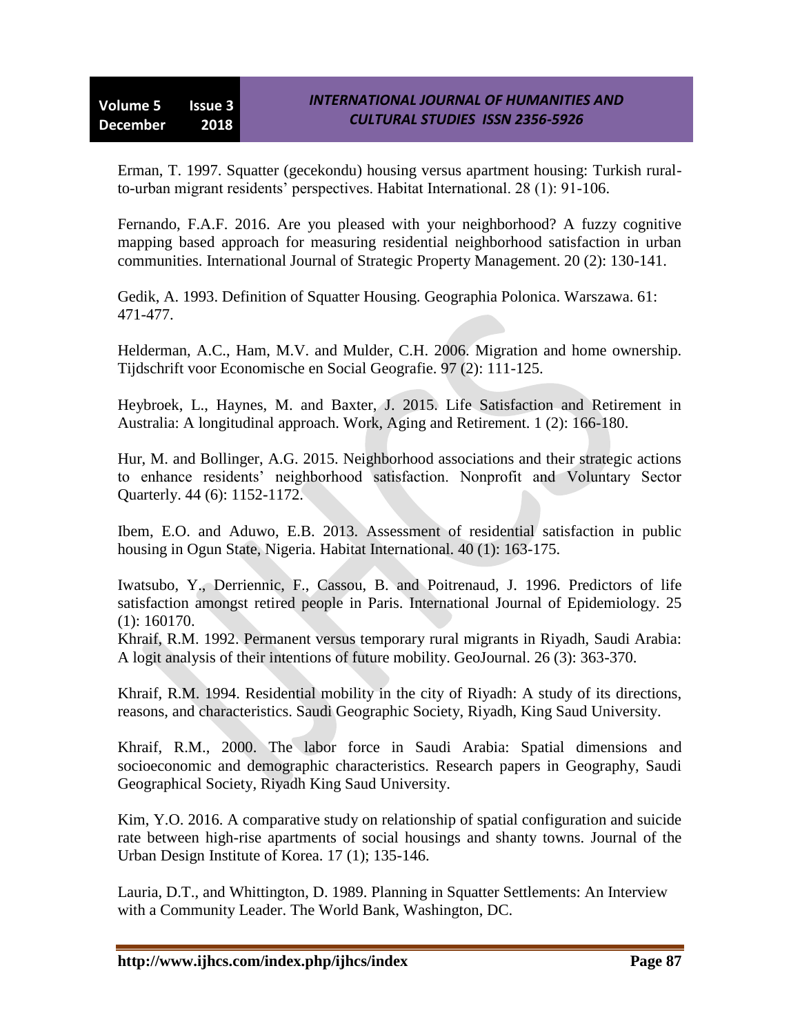Erman, T. 1997. Squatter (gecekondu) housing versus apartment housing: Turkish rural-to-urban migrant residents' perspectives. Habitat International. 28 (1): 91-106.

Fernando, F.A.F. 2016. Are you pleased with your neighborhood? A fuzzy cognitive mapping based approach for measuring residential neighborhood satisfaction in urban communities. International Journal of Strategic Property Management. 20 (2): 130-141.

Gedik, A. 1993. Definition of Squatter Housing. Geographia Polonica. Warszawa. 61: 471-477.

Helderman, A.C., Ham, M.V. and Mulder, C.H. 2006. Migration and home ownership. Tijdschrift voor Economische en Social Geografie. 97 (2): 111-125.

Heybroek, L., Haynes, M. and Baxter, J. 2015. Life Satisfaction and Retirement in Australia: A longitudinal approach. Work, Aging and Retirement. 1 (2): 166-180.

Hur, M. and Bollinger, A.G. 2015. Neighborhood associations and their strategic actions to enhance residents' neighborhood satisfaction. Nonprofit and Voluntary Sector Quarterly. 44 (6): 1152-1172.

Ibem, E.O. and Aduwo, E.B. 2013. Assessment of residential satisfaction in public housing in Ogun State, Nigeria. Habitat International. 40 (1): 163-175.

Iwatsubo, Y., Derriennic, F., Cassou, B. and Poitrenaud, J. 1996. Predictors of life satisfaction amongst retired people in Paris. International Journal of Epidemiology. 25 (1): 160170.

Khraif, R.M. 1992. Permanent versus temporary rural migrants in Riyadh, Saudi Arabia: A logit analysis of their intentions of future mobility. GeoJournal. 26 (3): 363-370.

Khraif, R.M. 1994. Residential mobility in the city of Riyadh: A study of its directions, reasons, and characteristics. Saudi Geographic Society, Riyadh, King Saud University.

Khraif, R.M., 2000. The labor force in Saudi Arabia: Spatial dimensions and socioeconomic and demographic characteristics. Research papers in Geography, Saudi Geographical Society, Riyadh King Saud University.

Kim, Y.O. 2016. A comparative study on relationship of spatial configuration and suicide rate between high-rise apartments of social housings and shanty towns. Journal of the Urban Design Institute of Korea. 17 (1); 135-146.

Lauria, D.T., and Whittington, D. 1989. Planning in Squatter Settlements: An Interview with a Community Leader. The World Bank, Washington, DC.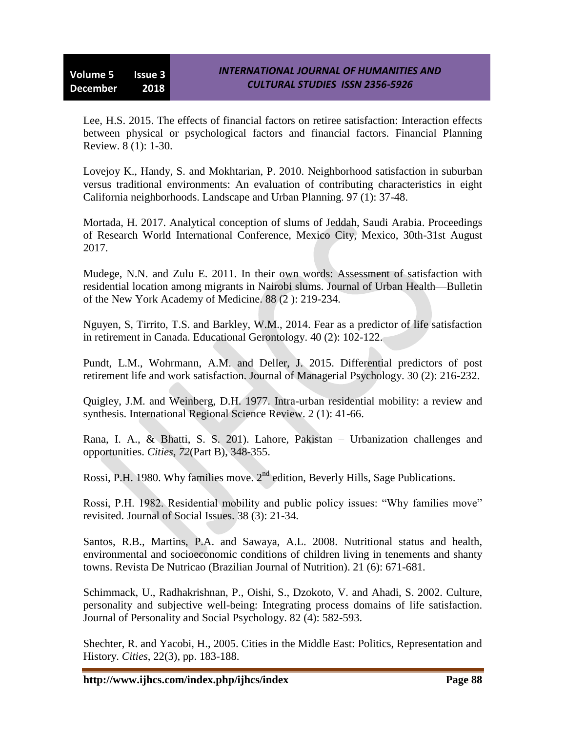Lee, H.S. 2015. The effects of financial factors on retiree satisfaction: Interaction effects between physical or psychological factors and financial factors. Financial Planning Review. 8 (1): 1-30.

Lovejoy K., Handy, S. and Mokhtarian, P. 2010. Neighborhood satisfaction in suburban versus traditional environments: An evaluation of contributing characteristics in eight California neighborhoods. Landscape and Urban Planning. 97 (1): 37-48.

Mortada, H. 2017. Analytical conception of slums of Jeddah, Saudi Arabia. Proceedings of Research World International Conference, Mexico City, Mexico, 30th-31st August 2017.

Mudege, N.N. and Zulu E. 2011. In their own words: Assessment of satisfaction with residential location among migrants in Nairobi slums. Journal of Urban Health—Bulletin of the New York Academy of Medicine. 88 (2 ): 219-234.

Nguyen, S, Tirrito, T.S. and Barkley, W.M., 2014. Fear as a predictor of life satisfaction in retirement in Canada. Educational Gerontology. 40 (2): 102-122.

Pundt, L.M., Wohrmann, A.M. and Deller, J. 2015. Differential predictors of post retirement life and work satisfaction. Journal of Managerial Psychology. 30 (2): 216-232.

Quigley, J.M. and Weinberg, D.H. 1977. Intra-urban residential mobility: a review and synthesis. International Regional Science Review. 2 (1): 41-66.

Rana, I. A., & Bhatti, S. S. 201). Lahore, Pakistan – Urbanization challenges and opportunities. *Cities, 72*(Part B), 348-355.

Rossi, P.H. 1980. Why families move. 2nd edition, Beverly Hills, Sage Publications.

Rossi, P.H. 1982. Residential mobility and public policy issues: "Why families move" revisited. Journal of Social Issues. 38 (3): 21-34.

Santos, R.B., Martins, P.A. and Sawaya, A.L. 2008. Nutritional status and health, environmental and socioeconomic conditions of children living in tenements and shanty towns. Revista De Nutricao (Brazilian Journal of Nutrition). 21 (6): 671-681.

Schimmack, U., Radhakrishnan, P., Oishi, S., Dzokoto, V. and Ahadi, S. 2002. Culture, personality and subjective well-being: Integrating process domains of life satisfaction. Journal of Personality and Social Psychology. 82 (4): 582-593.

Shechter, R. and Yacobi, H., 2005. Cities in the Middle East: Politics, Representation and History. *Cities*, 22(3), pp. 183-188.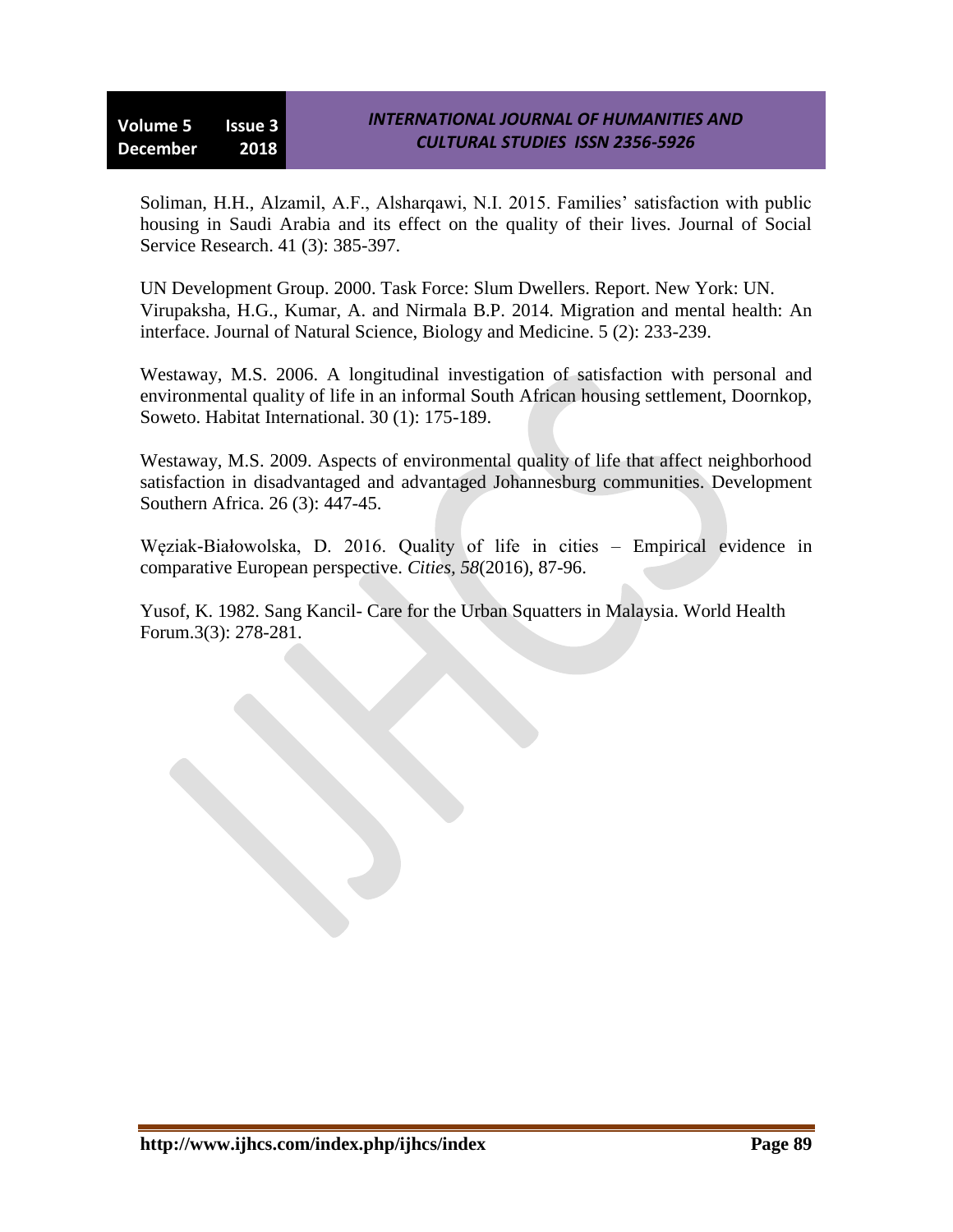Soliman, H.H., Alzamil, A.F., Alsharqawi, N.I. 2015. Families' satisfaction with public housing in Saudi Arabia and its effect on the quality of their lives. Journal of Social Service Research. 41 (3): 385-397.

UN Development Group. 2000. Task Force: Slum Dwellers. Report. New York: UN.
Virupaksha, H.G., Kumar, A. and Nirmala B.P. 2014. Migration and mental health: An interface. Journal of Natural Science, Biology and Medicine. 5 (2): 233-239.

Westaway, M.S. 2006. A longitudinal investigation of satisfaction with personal and environmental quality of life in an informal South African housing settlement, Doornkop, Soweto. Habitat International. 30 (1): 175-189.

Westaway, M.S. 2009. Aspects of environmental quality of life that affect neighborhood satisfaction in disadvantaged and advantaged Johannesburg communities. Development Southern Africa. 26 (3): 447-45.

Węziak-Białowolska, D. 2016. Quality of life in cities – Empirical evidence in comparative European perspective. *Cities, 58*(2016), 87-96.

Yusof, K. 1982. Sang Kancil- Care for the Urban Squatters in Malaysia. World Health Forum.3(3): 278-281.